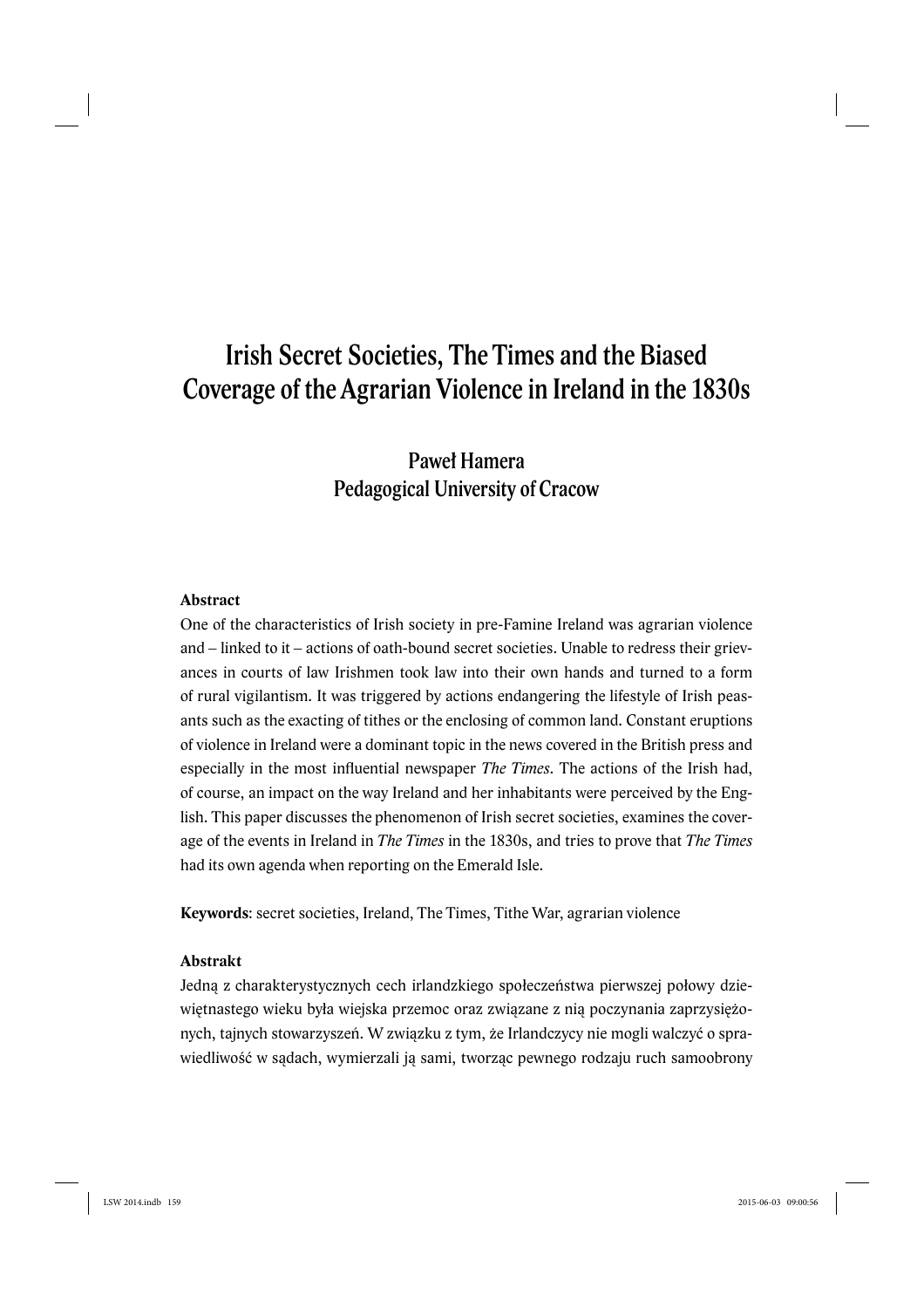# Irish Secret Societies, The Times and the Biased Coverage of the Agrarian Violence in Ireland in the 1830s

**Paweł Hamera**
**Pedagogical University of Cracow**

### Abstract

One of the characteristics of Irish society in pre-Famine Ireland was agrarian violence and – linked to it – actions of oath-bound secret societies. Unable to redress their grievances in courts of law Irishmen took law into their own hands and turned to a form of rural vigilantism. It was triggered by actions endangering the lifestyle of Irish peasants such as the exacting of tithes or the enclosing of common land. Constant eruptions of violence in Ireland were a dominant topic in the news covered in the British press and especially in the most influential newspaper *The Times*. The actions of the Irish had, of course, an impact on the way Ireland and her inhabitants were perceived by the English. This paper discusses the phenomenon of Irish secret societies, examines the coverage of the events in Ireland in *The Times* in the 1830s, and tries to prove that *The Times* had its own agenda when reporting on the Emerald Isle.

**Keywords**: secret societies, Ireland, The Times, Tithe War, agrarian violence

### Abstrakt

Jedną z charakterystycznych cech irlandzkiego społeczeństwa pierwszej połowy dziewiętnastego wieku była wiejska przemoc oraz związane z nią poczynania zaprzysiężonych, tajnych stowarzyszeń. W związku z tym, że Irlandczycy nie mogli walczyć o sprawiedliwość w sądach, wymierzali ją sami, tworząc pewnego rodzaju ruch samoobrony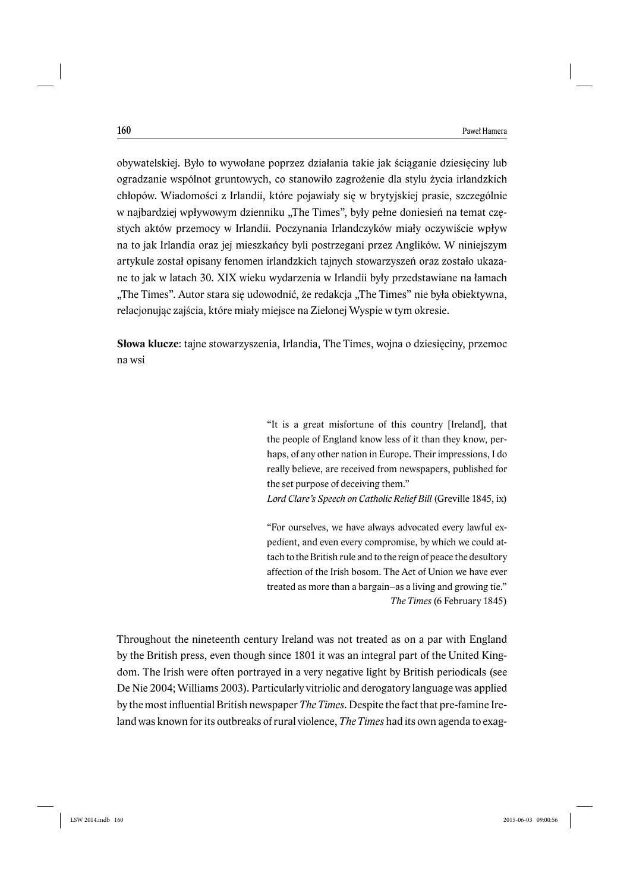obywatelskiej. Było to wywołane poprzez działania takie jak ściąganie dziesięciny lub ogradzanie wspólnot gruntowych, co stanowiło zagrożenie dla stylu życia irlandzkich chłopów. Wiadomości z Irlandii, które pojawiały się w brytyjskiej prasie, szczególnie w najbardziej wpływowym dzienniku „The Times", były pełne doniesień na temat częstych aktów przemocy w Irlandii. Poczynania Irlandczyków miały oczywiście wpływ na to jak Irlandia oraz jej mieszkańcy byli postrzegani przez Anglików. W niniejszym artykule został opisany fenomen irlandzkich tajnych stowarzyszeń oraz zostało ukazane to jak w latach 30. XIX wieku wydarzenia w Irlandii były przedstawiane na łamach „The Times". Autor stara się udowodnić, że redakcja „The Times" nie była obiektywna, relacjonując zajścia, które miały miejsce na Zielonej Wyspie w tym okresie.

**Słowa klucze**: tajne stowarzyszenia, Irlandia, The Times, wojna o dziesięciny, przemoc na wsi

> "It is a great misfortune of this country [Ireland], that the people of England know less of it than they know, perhaps, of any other nation in Europe. Their impressions, I do really believe, are received from newspapers, published for the set purpose of deceiving them."
> *Lord Clare's Speech on Catholic Relief Bill* (Greville 1845, ix)

> "For ourselves, we have always advocated every lawful expedient, and even every compromise, by which we could attach to the British rule and to the reign of peace the desultory affection of the Irish bosom. The Act of Union we have ever treated as more than a bargain–as a living and growing tie."
> *The Times* (6 February 1845)

Throughout the nineteenth century Ireland was not treated as on a par with England by the British press, even though since 1801 it was an integral part of the United Kingdom. The Irish were often portrayed in a very negative light by British periodicals (see De Nie 2004; Williams 2003). Particularly vitriolic and derogatory language was applied by the most influential British newspaper *The Times*. Despite the fact that pre-famine Ireland was known for its outbreaks of rural violence, *The Times* had its own agenda to exag-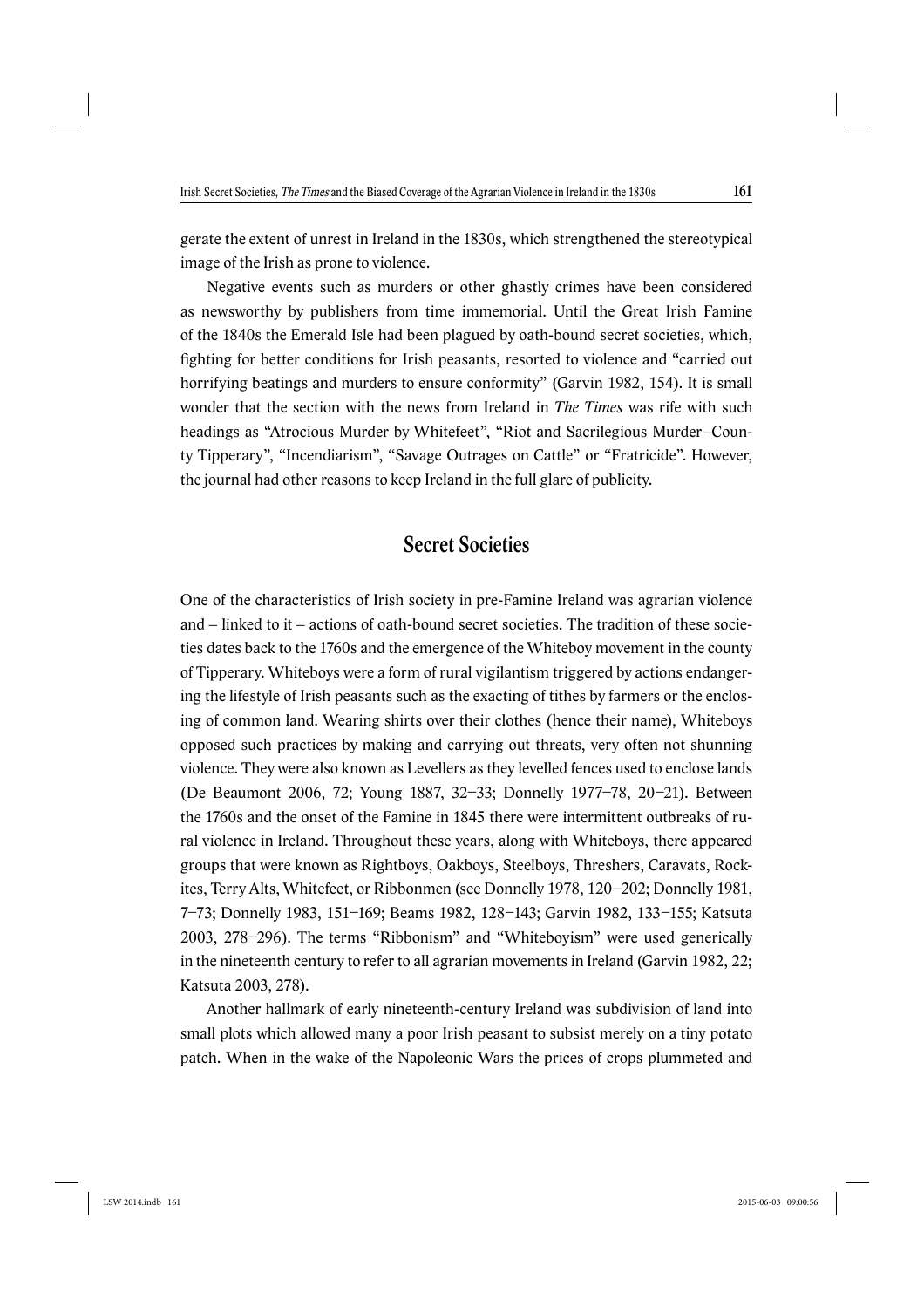gerate the extent of unrest in Ireland in the 1830s, which strengthened the stereotypical image of the Irish as prone to violence.

Negative events such as murders or other ghastly crimes have been considered as newsworthy by publishers from time immemorial. Until the Great Irish Famine of the 1840s the Emerald Isle had been plagued by oath-bound secret societies, which, fighting for better conditions for Irish peasants, resorted to violence and "carried out horrifying beatings and murders to ensure conformity" (Garvin 1982, 154). It is small wonder that the section with the news from Ireland in *The Times* was rife with such headings as "Atrocious Murder by Whitefeet", "Riot and Sacrilegious Murder–County Tipperary", "Incendiarism", "Savage Outrages on Cattle" or "Fratricide". However, the journal had other reasons to keep Ireland in the full glare of publicity.

## Secret Societies

One of the characteristics of Irish society in pre-Famine Ireland was agrarian violence and – linked to it – actions of oath-bound secret societies. The tradition of these societies dates back to the 1760s and the emergence of the Whiteboy movement in the county of Tipperary. Whiteboys were a form of rural vigilantism triggered by actions endangering the lifestyle of Irish peasants such as the exacting of tithes by farmers or the enclosing of common land. Wearing shirts over their clothes (hence their name), Whiteboys opposed such practices by making and carrying out threats, very often not shunning violence. They were also known as Levellers as they levelled fences used to enclose lands (De Beaumont 2006, 72; Young 1887, 32–33; Donnelly 1977–78, 20–21). Between the 1760s and the onset of the Famine in 1845 there were intermittent outbreaks of rural violence in Ireland. Throughout these years, along with Whiteboys, there appeared groups that were known as Rightboys, Oakboys, Steelboys, Threshers, Caravats, Rockites, Terry Alts, Whitefeet, or Ribbonmen (see Donnelly 1978, 120–202; Donnelly 1981, 7–73; Donnelly 1983, 151–169; Beams 1982, 128–143; Garvin 1982, 133–155; Katsuta 2003, 278–296). The terms "Ribbonism" and "Whiteboyism" were used generically in the nineteenth century to refer to all agrarian movements in Ireland (Garvin 1982, 22; Katsuta 2003, 278).

Another hallmark of early nineteenth-century Ireland was subdivision of land into small plots which allowed many a poor Irish peasant to subsist merely on a tiny potato patch. When in the wake of the Napoleonic Wars the prices of crops plummeted and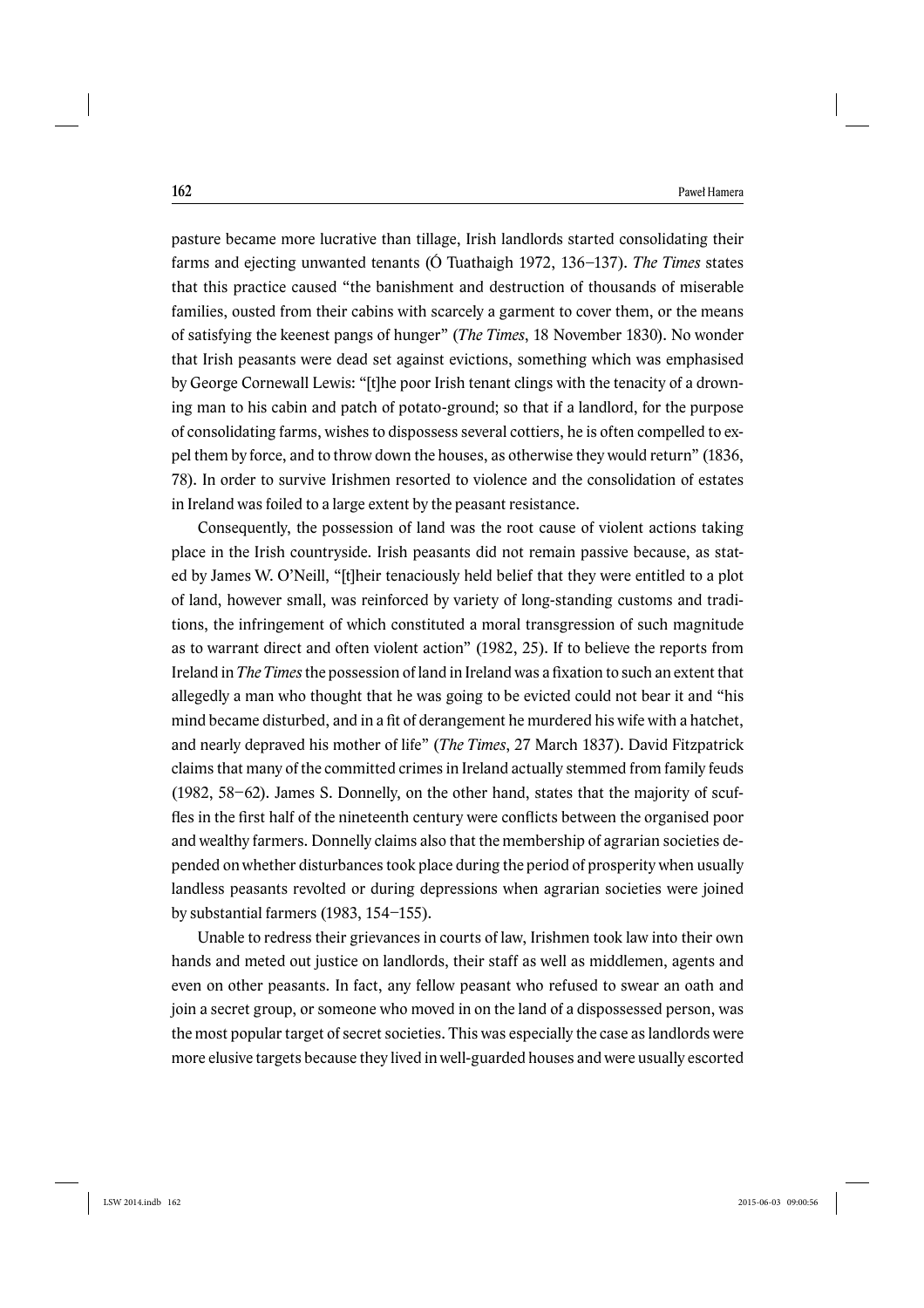pasture became more lucrative than tillage, Irish landlords started consolidating their farms and ejecting unwanted tenants (Ó Tuathaigh 1972, 136–137). *The Times* states that this practice caused "the banishment and destruction of thousands of miserable families, ousted from their cabins with scarcely a garment to cover them, or the means of satisfying the keenest pangs of hunger" (*The Times*, 18 November 1830). No wonder that Irish peasants were dead set against evictions, something which was emphasised by George Cornewall Lewis: "[t]he poor Irish tenant clings with the tenacity of a drowning man to his cabin and patch of potato-ground; so that if a landlord, for the purpose of consolidating farms, wishes to dispossess several cottiers, he is often compelled to expel them by force, and to throw down the houses, as otherwise they would return" (1836, 78). In order to survive Irishmen resorted to violence and the consolidation of estates in Ireland was foiled to a large extent by the peasant resistance.

Consequently, the possession of land was the root cause of violent actions taking place in the Irish countryside. Irish peasants did not remain passive because, as stated by James W. O'Neill, "[t]heir tenaciously held belief that they were entitled to a plot of land, however small, was reinforced by variety of long-standing customs and traditions, the infringement of which constituted a moral transgression of such magnitude as to warrant direct and often violent action" (1982, 25). If to believe the reports from Ireland in *The Times* the possession of land in Ireland was a fixation to such an extent that allegedly a man who thought that he was going to be evicted could not bear it and "his mind became disturbed, and in a fit of derangement he murdered his wife with a hatchet, and nearly depraved his mother of life" (*The Times*, 27 March 1837). David Fitzpatrick claims that many of the committed crimes in Ireland actually stemmed from family feuds (1982, 58–62). James S. Donnelly, on the other hand, states that the majority of scuffles in the first half of the nineteenth century were conflicts between the organised poor and wealthy farmers. Donnelly claims also that the membership of agrarian societies depended on whether disturbances took place during the period of prosperity when usually landless peasants revolted or during depressions when agrarian societies were joined by substantial farmers (1983, 154–155).

Unable to redress their grievances in courts of law, Irishmen took law into their own hands and meted out justice on landlords, their staff as well as middlemen, agents and even on other peasants. In fact, any fellow peasant who refused to swear an oath and join a secret group, or someone who moved in on the land of a dispossessed person, was the most popular target of secret societies. This was especially the case as landlords were more elusive targets because they lived in well-guarded houses and were usually escorted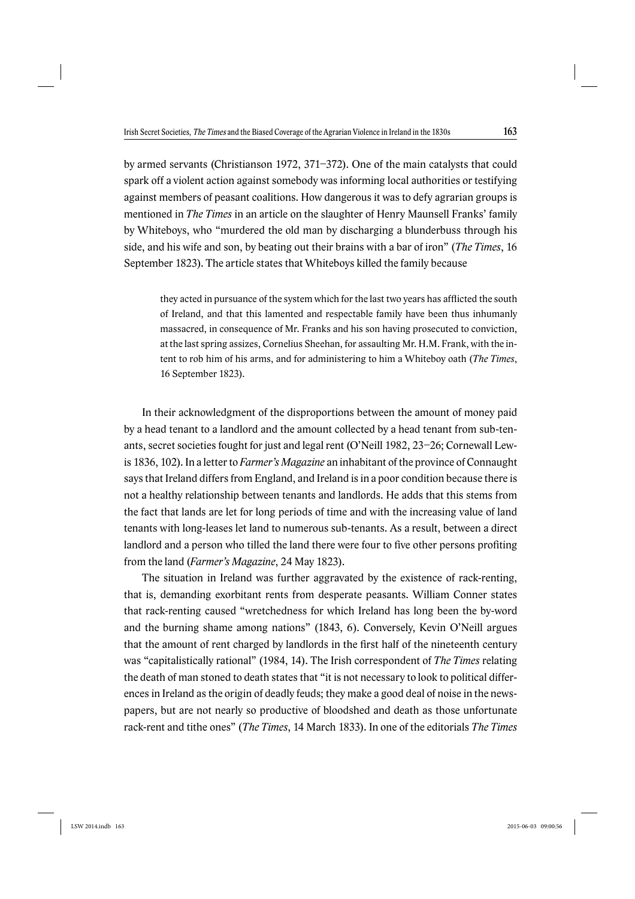by armed servants (Christianson 1972, 371–372). One of the main catalysts that could spark off a violent action against somebody was informing local authorities or testifying against members of peasant coalitions. How dangerous it was to defy agrarian groups is mentioned in *The Times* in an article on the slaughter of Henry Maunsell Franks' family by Whiteboys, who "murdered the old man by discharging a blunderbuss through his side, and his wife and son, by beating out their brains with a bar of iron" (*The Times*, 16 September 1823). The article states that Whiteboys killed the family because

> they acted in pursuance of the system which for the last two years has afflicted the south of Ireland, and that this lamented and respectable family have been thus inhumanly massacred, in consequence of Mr. Franks and his son having prosecuted to conviction, at the last spring assizes, Cornelius Sheehan, for assaulting Mr. H.M. Frank, with the intent to rob him of his arms, and for administering to him a Whiteboy oath (*The Times*, 16 September 1823).

In their acknowledgment of the disproportions between the amount of money paid by a head tenant to a landlord and the amount collected by a head tenant from sub-tenants, secret societies fought for just and legal rent (O'Neill 1982, 23–26; Cornewall Lewis 1836, 102). In a letter to *Farmer's Magazine* an inhabitant of the province of Connaught says that Ireland differs from England, and Ireland is in a poor condition because there is not a healthy relationship between tenants and landlords. He adds that this stems from the fact that lands are let for long periods of time and with the increasing value of land tenants with long-leases let land to numerous sub-tenants. As a result, between a direct landlord and a person who tilled the land there were four to five other persons profiting from the land (*Farmer's Magazine*, 24 May 1823).

The situation in Ireland was further aggravated by the existence of rack-renting, that is, demanding exorbitant rents from desperate peasants. William Conner states that rack-renting caused "wretchedness for which Ireland has long been the by-word and the burning shame among nations" (1843, 6). Conversely, Kevin O'Neill argues that the amount of rent charged by landlords in the first half of the nineteenth century was "capitalistically rational" (1984, 14). The Irish correspondent of *The Times* relating the death of man stoned to death states that "it is not necessary to look to political differences in Ireland as the origin of deadly feuds; they make a good deal of noise in the newspapers, but are not nearly so productive of bloodshed and death as those unfortunate rack-rent and tithe ones" (*The Times*, 14 March 1833). In one of the editorials *The Times*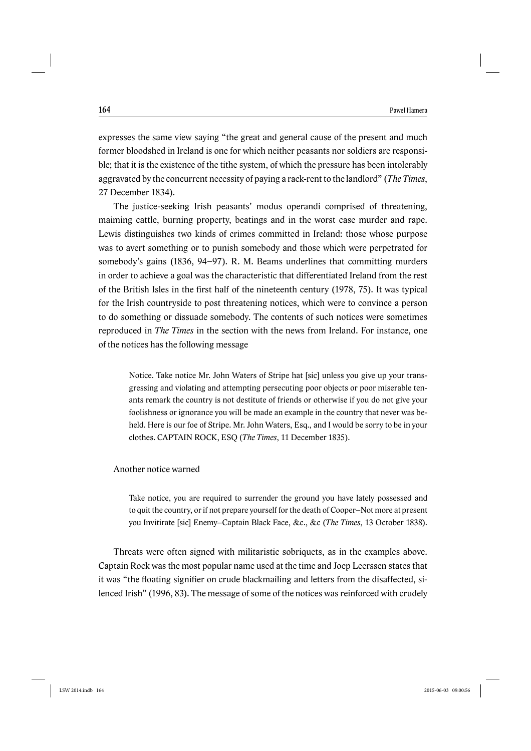expresses the same view saying "the great and general cause of the present and much former bloodshed in Ireland is one for which neither peasants nor soldiers are responsible; that it is the existence of the tithe system, of which the pressure has been intolerably aggravated by the concurrent necessity of paying a rack-rent to the landlord" (*The Times*, 27 December 1834).

The justice-seeking Irish peasants' modus operandi comprised of threatening, maiming cattle, burning property, beatings and in the worst case murder and rape. Lewis distinguishes two kinds of crimes committed in Ireland: those whose purpose was to avert something or to punish somebody and those which were perpetrated for somebody's gains (1836, 94–97). R. M. Beams underlines that committing murders in order to achieve a goal was the characteristic that differentiated Ireland from the rest of the British Isles in the first half of the nineteenth century (1978, 75). It was typical for the Irish countryside to post threatening notices, which were to convince a person to do something or dissuade somebody. The contents of such notices were sometimes reproduced in *The Times* in the section with the news from Ireland. For instance, one of the notices has the following message

> Notice. Take notice Mr. John Waters of Stripe hat [sic] unless you give up your transgressing and violating and attempting persecuting poor objects or poor miserable tenants remark the country is not destitute of friends or otherwise if you do not give your foolishness or ignorance you will be made an example in the country that never was beheld. Here is our foe of Stripe. Mr. John Waters, Esq., and I would be sorry to be in your clothes. CAPTAIN ROCK, ESQ (*The Times*, 11 December 1835).

Another notice warned

> Take notice, you are required to surrender the ground you have lately possessed and to quit the country, or if not prepare yourself for the death of Cooper–Not more at present you Invitirate [sic] Enemy–Captain Black Face, &c., &c (*The Times*, 13 October 1838).

Threats were often signed with militaristic sobriquets, as in the examples above. Captain Rock was the most popular name used at the time and Joep Leerssen states that it was "the floating signifier on crude blackmailing and letters from the disaffected, silenced Irish" (1996, 83). The message of some of the notices was reinforced with crudely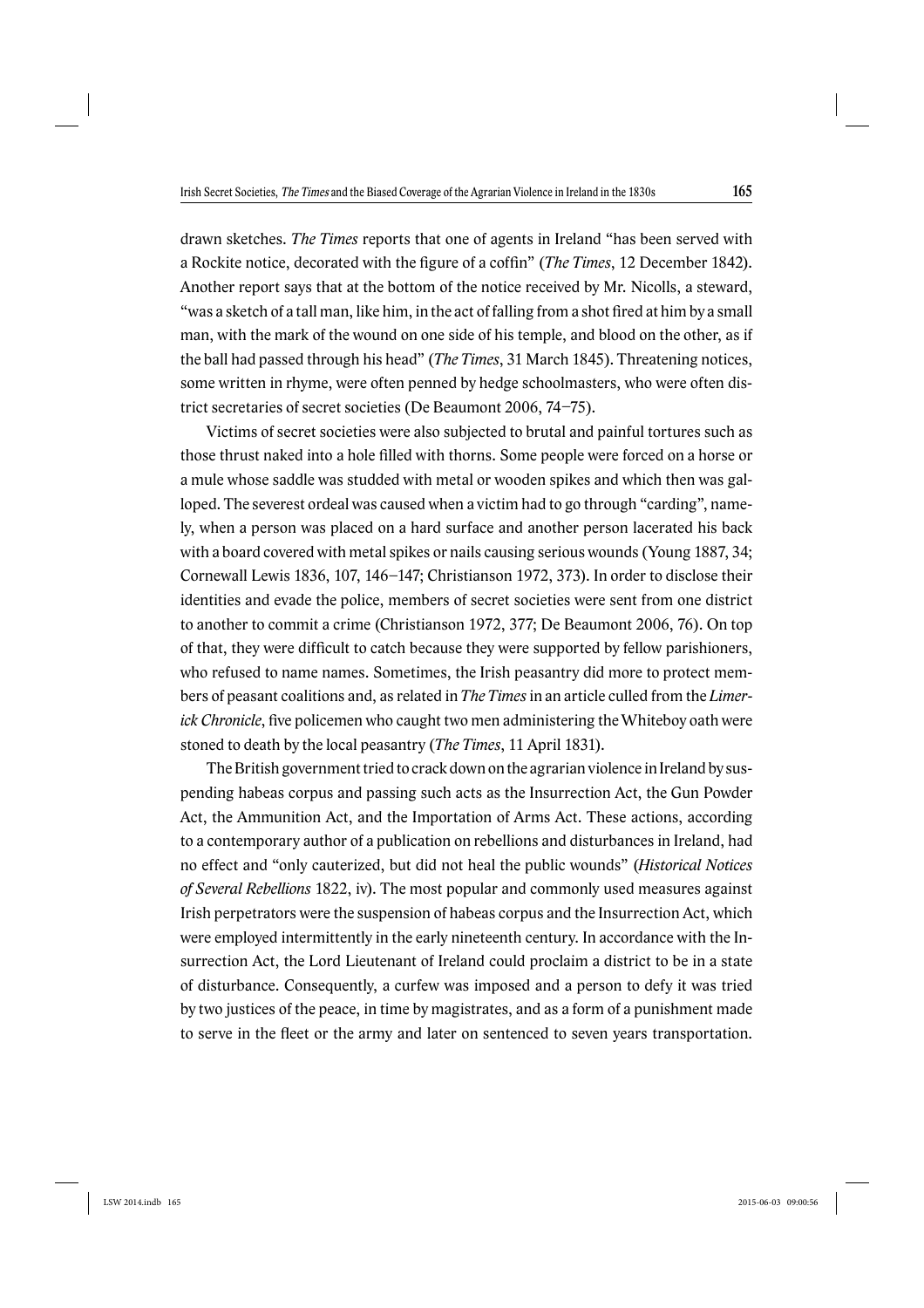drawn sketches. *The Times* reports that one of agents in Ireland "has been served with a Rockite notice, decorated with the figure of a coffin" (*The Times*, 12 December 1842). Another report says that at the bottom of the notice received by Mr. Nicolls, a steward, "was a sketch of a tall man, like him, in the act of falling from a shot fired at him by a small man, with the mark of the wound on one side of his temple, and blood on the other, as if the ball had passed through his head" (*The Times*, 31 March 1845). Threatening notices, some written in rhyme, were often penned by hedge schoolmasters, who were often district secretaries of secret societies (De Beaumont 2006, 74–75).

Victims of secret societies were also subjected to brutal and painful tortures such as those thrust naked into a hole filled with thorns. Some people were forced on a horse or a mule whose saddle was studded with metal or wooden spikes and which then was galloped. The severest ordeal was caused when a victim had to go through "carding", namely, when a person was placed on a hard surface and another person lacerated his back with a board covered with metal spikes or nails causing serious wounds (Young 1887, 34; Cornewall Lewis 1836, 107, 146–147; Christianson 1972, 373). In order to disclose their identities and evade the police, members of secret societies were sent from one district to another to commit a crime (Christianson 1972, 377; De Beaumont 2006, 76). On top of that, they were difficult to catch because they were supported by fellow parishioners, who refused to name names. Sometimes, the Irish peasantry did more to protect members of peasant coalitions and, as related in *The Times* in an article culled from the *Limerick Chronicle*, five policemen who caught two men administering the Whiteboy oath were stoned to death by the local peasantry (*The Times*, 11 April 1831).

The British government tried to crack down on the agrarian violence in Ireland by suspending habeas corpus and passing such acts as the Insurrection Act, the Gun Powder Act, the Ammunition Act, and the Importation of Arms Act. These actions, according to a contemporary author of a publication on rebellions and disturbances in Ireland, had no effect and "only cauterized, but did not heal the public wounds" (*Historical Notices of Several Rebellions* 1822, iv). The most popular and commonly used measures against Irish perpetrators were the suspension of habeas corpus and the Insurrection Act, which were employed intermittently in the early nineteenth century. In accordance with the Insurrection Act, the Lord Lieutenant of Ireland could proclaim a district to be in a state of disturbance. Consequently, a curfew was imposed and a person to defy it was tried by two justices of the peace, in time by magistrates, and as a form of a punishment made to serve in the fleet or the army and later on sentenced to seven years transportation.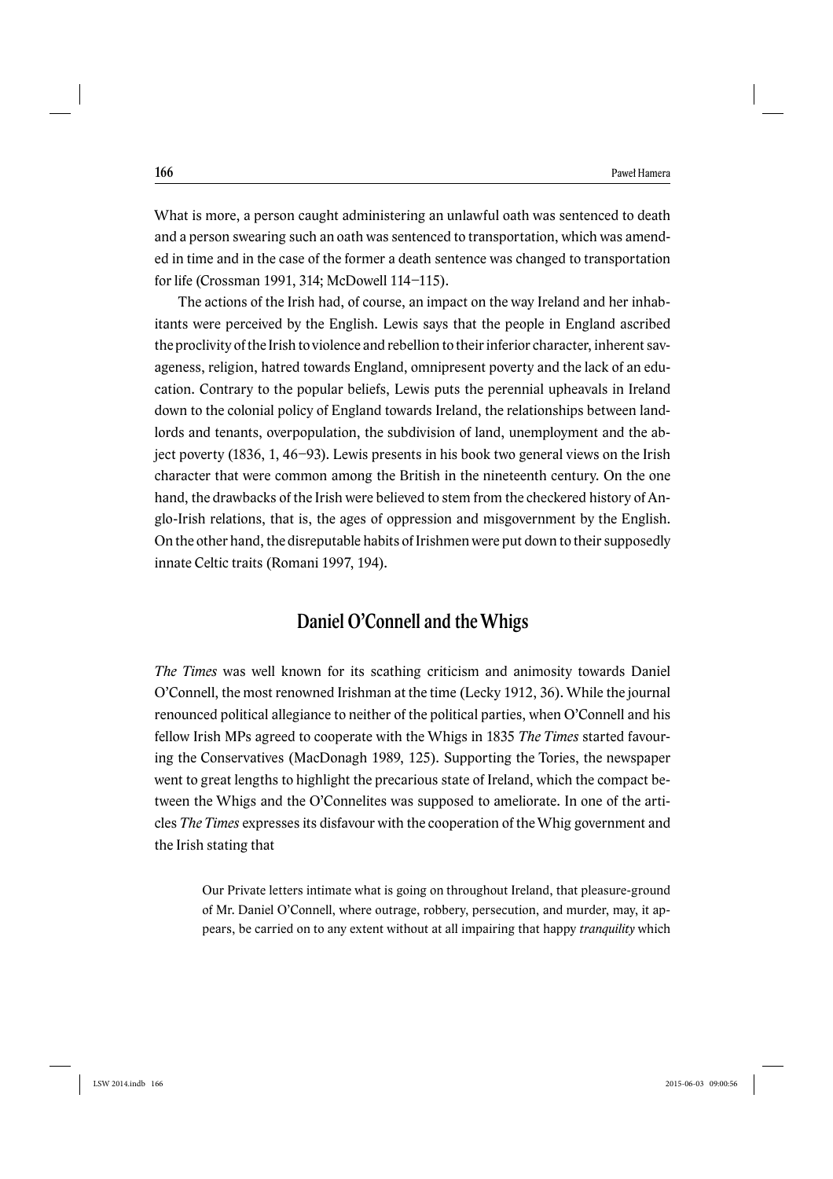What is more, a person caught administering an unlawful oath was sentenced to death and a person swearing such an oath was sentenced to transportation, which was amended in time and in the case of the former a death sentence was changed to transportation for life (Crossman 1991, 314; McDowell 114–115).

The actions of the Irish had, of course, an impact on the way Ireland and her inhabitants were perceived by the English. Lewis says that the people in England ascribed the proclivity of the Irish to violence and rebellion to their inferior character, inherent savageness, religion, hatred towards England, omnipresent poverty and the lack of an education. Contrary to the popular beliefs, Lewis puts the perennial upheavals in Ireland down to the colonial policy of England towards Ireland, the relationships between landlords and tenants, overpopulation, the subdivision of land, unemployment and the abject poverty (1836, 1, 46–93). Lewis presents in his book two general views on the Irish character that were common among the British in the nineteenth century. On the one hand, the drawbacks of the Irish were believed to stem from the checkered history of Anglo-Irish relations, that is, the ages of oppression and misgovernment by the English. On the other hand, the disreputable habits of Irishmen were put down to their supposedly innate Celtic traits (Romani 1997, 194).

## Daniel O'Connell and the Whigs

*The Times* was well known for its scathing criticism and animosity towards Daniel O'Connell, the most renowned Irishman at the time (Lecky 1912, 36). While the journal renounced political allegiance to neither of the political parties, when O'Connell and his fellow Irish MPs agreed to cooperate with the Whigs in 1835 *The Times* started favouring the Conservatives (MacDonagh 1989, 125). Supporting the Tories, the newspaper went to great lengths to highlight the precarious state of Ireland, which the compact between the Whigs and the O'Connelites was supposed to ameliorate. In one of the articles *The Times* expresses its disfavour with the cooperation of the Whig government and the Irish stating that

> Our Private letters intimate what is going on throughout Ireland, that pleasure-ground of Mr. Daniel O'Connell, where outrage, robbery, persecution, and murder, may, it appears, be carried on to any extent without at all impairing that happy *tranquility* which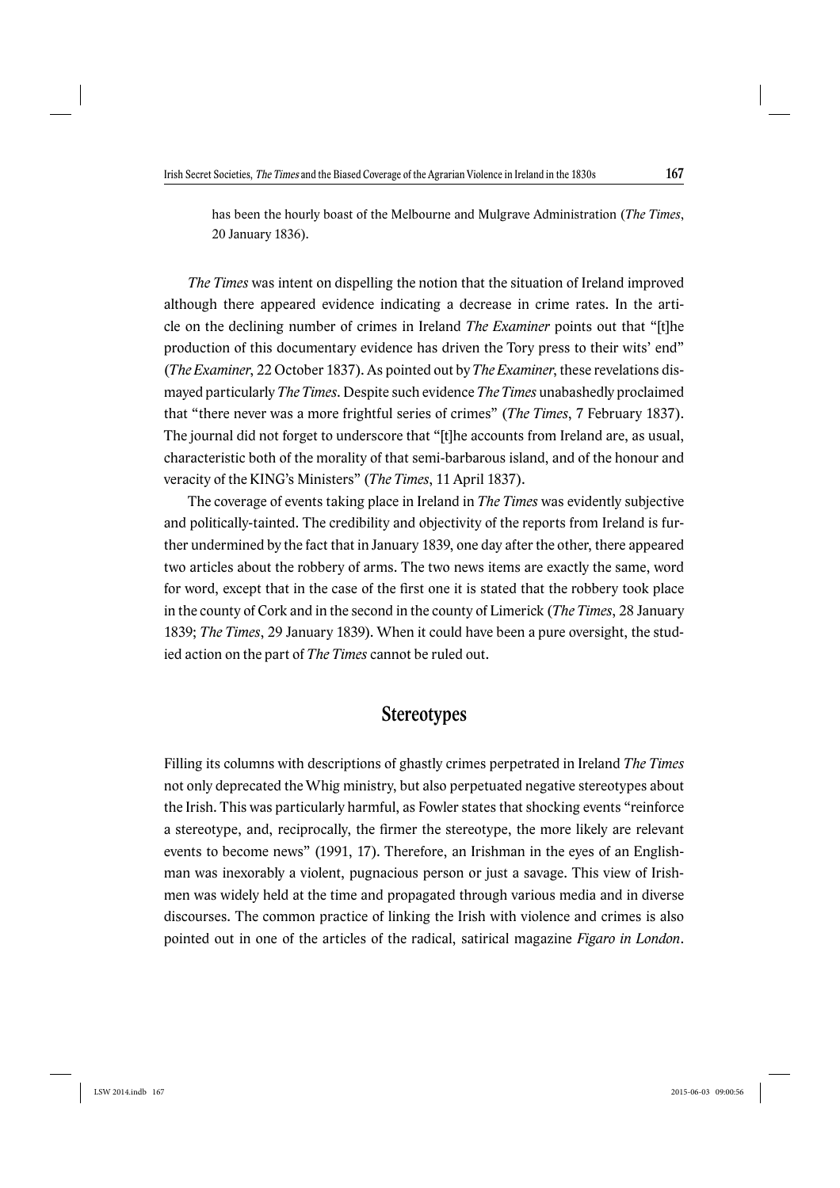> has been the hourly boast of the Melbourne and Mulgrave Administration (*The Times*, 20 January 1836).

*The Times* was intent on dispelling the notion that the situation of Ireland improved although there appeared evidence indicating a decrease in crime rates. In the article on the declining number of crimes in Ireland *The Examiner* points out that "[t]he production of this documentary evidence has driven the Tory press to their wits' end" (*The Examiner*, 22 October 1837). As pointed out by *The Examiner*, these revelations dismayed particularly *The Times*. Despite such evidence *The Times* unabashedly proclaimed that "there never was a more frightful series of crimes" (*The Times*, 7 February 1837). The journal did not forget to underscore that "[t]he accounts from Ireland are, as usual, characteristic both of the morality of that semi-barbarous island, and of the honour and veracity of the KING's Ministers" (*The Times*, 11 April 1837).

The coverage of events taking place in Ireland in *The Times* was evidently subjective and politically-tainted. The credibility and objectivity of the reports from Ireland is further undermined by the fact that in January 1839, one day after the other, there appeared two articles about the robbery of arms. The two news items are exactly the same, word for word, except that in the case of the first one it is stated that the robbery took place in the county of Cork and in the second in the county of Limerick (*The Times*, 28 January 1839; *The Times*, 29 January 1839). When it could have been a pure oversight, the studied action on the part of *The Times* cannot be ruled out.

## Stereotypes

Filling its columns with descriptions of ghastly crimes perpetrated in Ireland *The Times* not only deprecated the Whig ministry, but also perpetuated negative stereotypes about the Irish. This was particularly harmful, as Fowler states that shocking events "reinforce a stereotype, and, reciprocally, the firmer the stereotype, the more likely are relevant events to become news" (1991, 17). Therefore, an Irishman in the eyes of an Englishman was inexorably a violent, pugnacious person or just a savage. This view of Irishmen was widely held at the time and propagated through various media and in diverse discourses. The common practice of linking the Irish with violence and crimes is also pointed out in one of the articles of the radical, satirical magazine *Figaro in London*.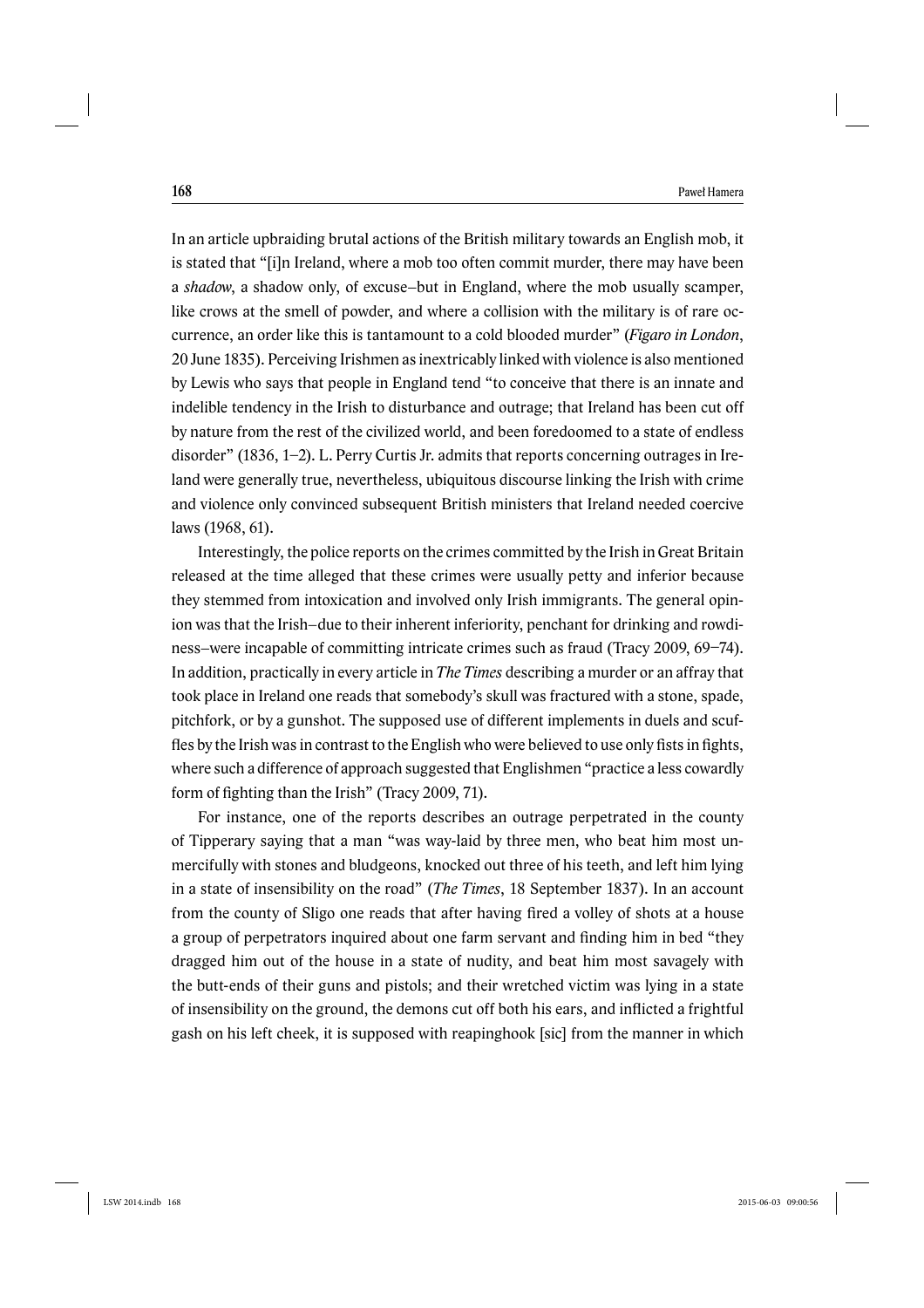In an article upbraiding brutal actions of the British military towards an English mob, it is stated that "[i]n Ireland, where a mob too often commit murder, there may have been a *shadow*, a shadow only, of excuse–but in England, where the mob usually scamper, like crows at the smell of powder, and where a collision with the military is of rare occurrence, an order like this is tantamount to a cold blooded murder" (*Figaro in London*, 20 June 1835). Perceiving Irishmen as inextricably linked with violence is also mentioned by Lewis who says that people in England tend "to conceive that there is an innate and indelible tendency in the Irish to disturbance and outrage; that Ireland has been cut off by nature from the rest of the civilized world, and been foredoomed to a state of endless disorder" (1836, 1–2). L. Perry Curtis Jr. admits that reports concerning outrages in Ireland were generally true, nevertheless, ubiquitous discourse linking the Irish with crime and violence only convinced subsequent British ministers that Ireland needed coercive laws (1968, 61).

Interestingly, the police reports on the crimes committed by the Irish in Great Britain released at the time alleged that these crimes were usually petty and inferior because they stemmed from intoxication and involved only Irish immigrants. The general opinion was that the Irish–due to their inherent inferiority, penchant for drinking and rowdiness–were incapable of committing intricate crimes such as fraud (Tracy 2009, 69–74). In addition, practically in every article in *The Times* describing a murder or an affray that took place in Ireland one reads that somebody's skull was fractured with a stone, spade, pitchfork, or by a gunshot. The supposed use of different implements in duels and scuffles by the Irish was in contrast to the English who were believed to use only fists in fights, where such a difference of approach suggested that Englishmen "practice a less cowardly form of fighting than the Irish" (Tracy 2009, 71).

For instance, one of the reports describes an outrage perpetrated in the county of Tipperary saying that a man "was way-laid by three men, who beat him most unmercifully with stones and bludgeons, knocked out three of his teeth, and left him lying in a state of insensibility on the road" (*The Times*, 18 September 1837). In an account from the county of Sligo one reads that after having fired a volley of shots at a house a group of perpetrators inquired about one farm servant and finding him in bed "they dragged him out of the house in a state of nudity, and beat him most savagely with the butt-ends of their guns and pistols; and their wretched victim was lying in a state of insensibility on the ground, the demons cut off both his ears, and inflicted a frightful gash on his left cheek, it is supposed with reapinghook [sic] from the manner in which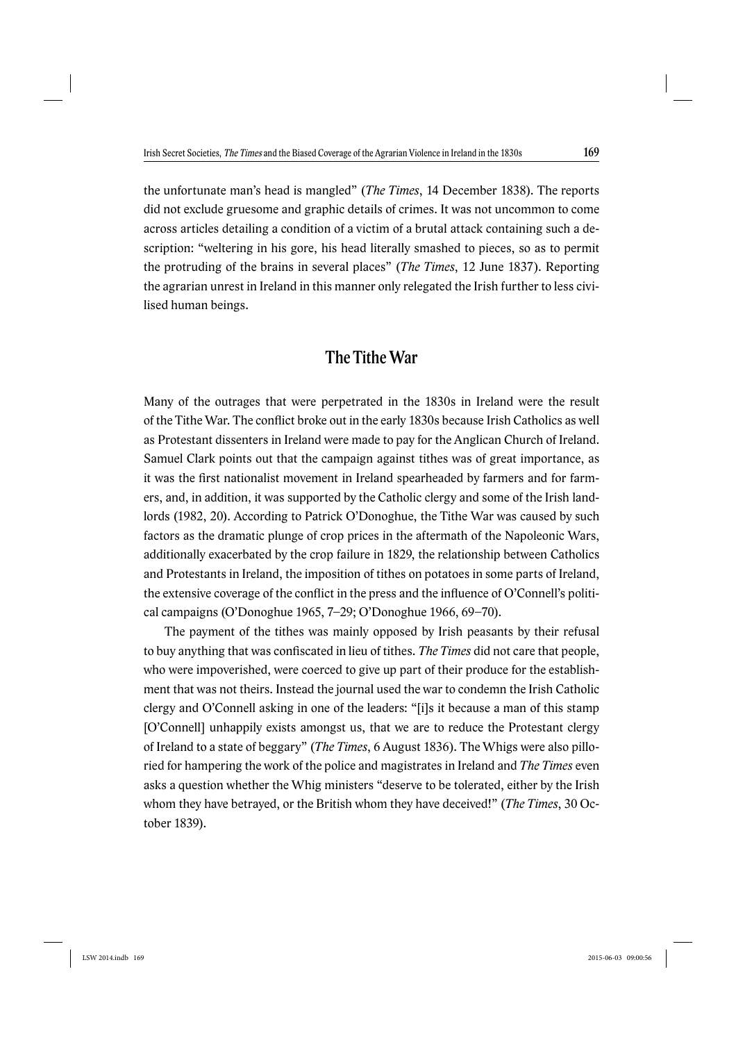the unfortunate man's head is mangled" (*The Times*, 14 December 1838). The reports did not exclude gruesome and graphic details of crimes. It was not uncommon to come across articles detailing a condition of a victim of a brutal attack containing such a description: "weltering in his gore, his head literally smashed to pieces, so as to permit the protruding of the brains in several places" (*The Times*, 12 June 1837). Reporting the agrarian unrest in Ireland in this manner only relegated the Irish further to less civilised human beings.

## The Tithe War

Many of the outrages that were perpetrated in the 1830s in Ireland were the result of the Tithe War. The conflict broke out in the early 1830s because Irish Catholics as well as Protestant dissenters in Ireland were made to pay for the Anglican Church of Ireland. Samuel Clark points out that the campaign against tithes was of great importance, as it was the first nationalist movement in Ireland spearheaded by farmers and for farmers, and, in addition, it was supported by the Catholic clergy and some of the Irish landlords (1982, 20). According to Patrick O'Donoghue, the Tithe War was caused by such factors as the dramatic plunge of crop prices in the aftermath of the Napoleonic Wars, additionally exacerbated by the crop failure in 1829, the relationship between Catholics and Protestants in Ireland, the imposition of tithes on potatoes in some parts of Ireland, the extensive coverage of the conflict in the press and the influence of O'Connell's political campaigns (O'Donoghue 1965, 7–29; O'Donoghue 1966, 69–70).

The payment of the tithes was mainly opposed by Irish peasants by their refusal to buy anything that was confiscated in lieu of tithes. *The Times* did not care that people, who were impoverished, were coerced to give up part of their produce for the establishment that was not theirs. Instead the journal used the war to condemn the Irish Catholic clergy and O'Connell asking in one of the leaders: "[i]s it because a man of this stamp [O'Connell] unhappily exists amongst us, that we are to reduce the Protestant clergy of Ireland to a state of beggary" (*The Times*, 6 August 1836). The Whigs were also pilloried for hampering the work of the police and magistrates in Ireland and *The Times* even asks a question whether the Whig ministers "deserve to be tolerated, either by the Irish whom they have betrayed, or the British whom they have deceived!" (*The Times*, 30 October 1839).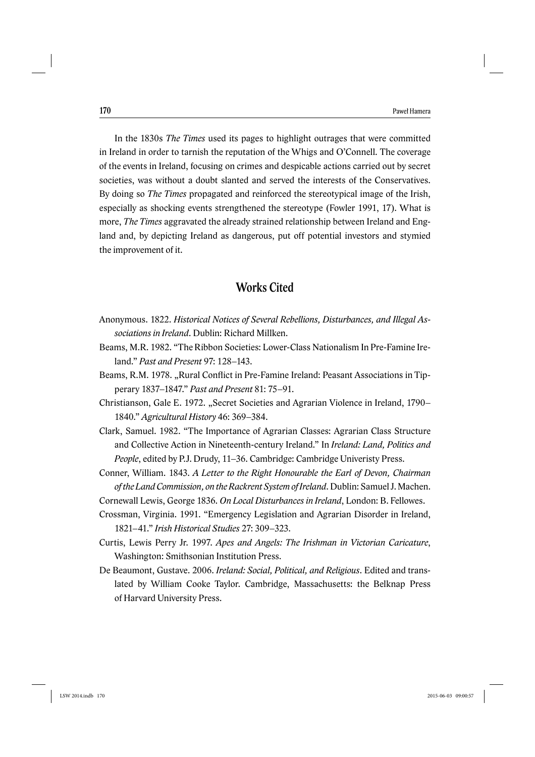In the 1830s *The Times* used its pages to highlight outrages that were committed in Ireland in order to tarnish the reputation of the Whigs and O'Connell. The coverage of the events in Ireland, focusing on crimes and despicable actions carried out by secret societies, was without a doubt slanted and served the interests of the Conservatives. By doing so *The Times* propagated and reinforced the stereotypical image of the Irish, especially as shocking events strengthened the stereotype (Fowler 1991, 17). What is more, *The Times* aggravated the already strained relationship between Ireland and England and, by depicting Ireland as dangerous, put off potential investors and stymied the improvement of it.

## Works Cited

Anonymous. 1822. *Historical Notices of Several Rebellions, Disturbances, and Illegal Associations in Ireland*. Dublin: Richard Millken.

Beams, M.R. 1982. "The Ribbon Societies: Lower-Class Nationalism In Pre-Famine Ireland." *Past and Present* 97: 128–143.

Beams, R.M. 1978. „Rural Conflict in Pre-Famine Ireland: Peasant Associations in Tipperary 1837–1847." *Past and Present* 81: 75–91.

Christianson, Gale E. 1972. „Secret Societies and Agrarian Violence in Ireland, 1790–1840." *Agricultural History* 46: 369–384.

Clark, Samuel. 1982. "The Importance of Agrarian Classes: Agrarian Class Structure and Collective Action in Nineteenth-century Ireland." In *Ireland: Land, Politics and People*, edited by P.J. Drudy, 11–36. Cambridge: Cambridge Univeristy Press.

Conner, William. 1843. *A Letter to the Right Honourable the Earl of Devon, Chairman of the Land Commission, on the Rackrent System of Ireland*. Dublin: Samuel J. Machen.

Cornewall Lewis, George 1836. *On Local Disturbances in Ireland*, London: B. Fellowes.

Crossman, Virginia. 1991. "Emergency Legislation and Agrarian Disorder in Ireland, 1821–41." *Irish Historical Studies* 27: 309–323.

Curtis, Lewis Perry Jr. 1997. *Apes and Angels: The Irishman in Victorian Caricature*, Washington: Smithsonian Institution Press.

De Beaumont, Gustave. 2006. *Ireland: Social, Political, and Religious*. Edited and translated by William Cooke Taylor. Cambridge, Massachusetts: the Belknap Press of Harvard University Press.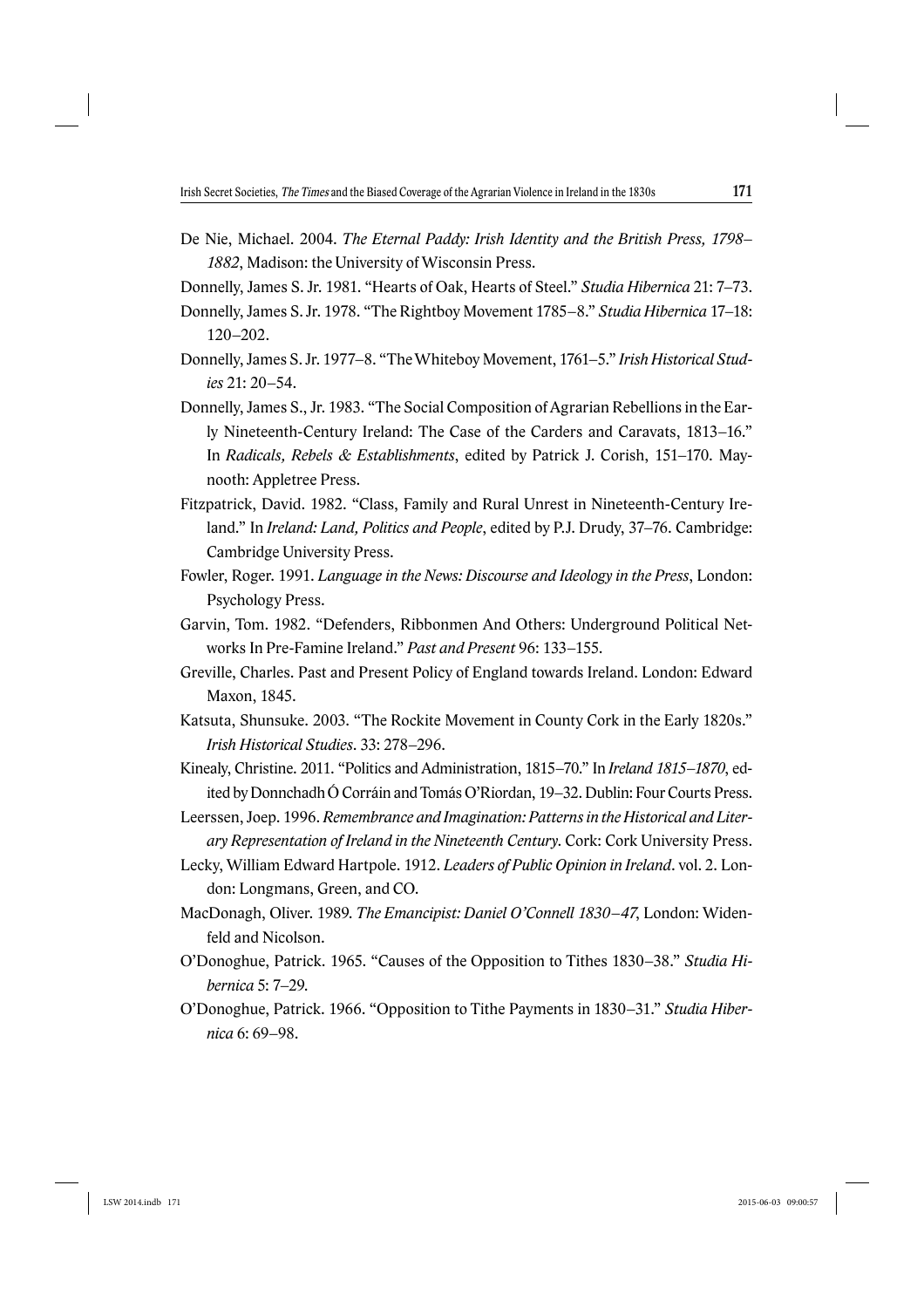De Nie, Michael. 2004. *The Eternal Paddy: Irish Identity and the British Press, 1798–1882*, Madison: the University of Wisconsin Press.

Donnelly, James S. Jr. 1981. "Hearts of Oak, Hearts of Steel." *Studia Hibernica* 21: 7–73.

Donnelly, James S. Jr. 1978. "The Rightboy Movement 1785–8." *Studia Hibernica* 17–18: 120–202.

Donnelly, James S. Jr. 1977–8. "The Whiteboy Movement, 1761–5." *Irish Historical Studies* 21: 20–54.

Donnelly, James S., Jr. 1983. "The Social Composition of Agrarian Rebellions in the Early Nineteenth-Century Ireland: The Case of the Carders and Caravats, 1813–16." In *Radicals, Rebels & Establishments*, edited by Patrick J. Corish, 151–170. Maynooth: Appletree Press.

Fitzpatrick, David. 1982. "Class, Family and Rural Unrest in Nineteenth-Century Ireland." In *Ireland: Land, Politics and People*, edited by P.J. Drudy, 37–76. Cambridge: Cambridge University Press.

Fowler, Roger. 1991. *Language in the News: Discourse and Ideology in the Press*, London: Psychology Press.

Garvin, Tom. 1982. "Defenders, Ribbonmen And Others: Underground Political Networks In Pre-Famine Ireland." *Past and Present* 96: 133–155.

Greville, Charles. Past and Present Policy of England towards Ireland. London: Edward Maxon, 1845.

Katsuta, Shunsuke. 2003. "The Rockite Movement in County Cork in the Early 1820s." *Irish Historical Studies*. 33: 278–296.

Kinealy, Christine. 2011. "Politics and Administration, 1815–70." In *Ireland 1815–1870*, edited by Donnchadh Ó Corráin and Tomás O'Riordan, 19–32. Dublin: Four Courts Press.

Leerssen, Joep. 1996. *Remembrance and Imagination: Patterns in the Historical and Literary Representation of Ireland in the Nineteenth Century*. Cork: Cork University Press.

Lecky, William Edward Hartpole. 1912. *Leaders of Public Opinion in Ireland*. vol. 2. London: Longmans, Green, and CO.

MacDonagh, Oliver. 1989. *The Emancipist: Daniel O'Connell 1830–47*, London: Widenfeld and Nicolson.

O'Donoghue, Patrick. 1965. "Causes of the Opposition to Tithes 1830–38." *Studia Hibernica* 5: 7–29.

O'Donoghue, Patrick. 1966. "Opposition to Tithe Payments in 1830–31." *Studia Hibernica* 6: 69–98.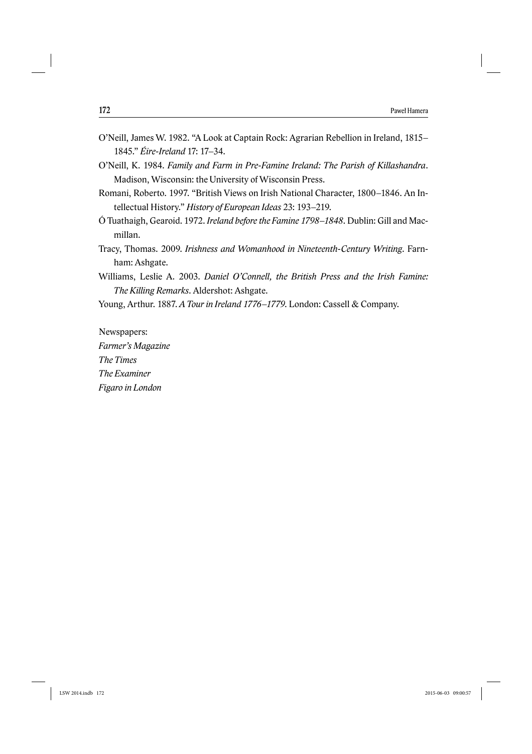O'Neill, James W. 1982. "A Look at Captain Rock: Agrarian Rebellion in Ireland, 1815–1845." *Éire-Ireland* 17: 17–34.

O'Neill, K. 1984. *Family and Farm in Pre-Famine Ireland: The Parish of Killashandra*. Madison, Wisconsin: the University of Wisconsin Press.

Romani, Roberto. 1997. "British Views on Irish National Character, 1800–1846. An Intellectual History." *History of European Ideas* 23: 193–219.

Ó Tuathaigh, Gearoid. 1972. *Ireland before the Famine 1798–1848*. Dublin: Gill and Macmillan.

Tracy, Thomas. 2009. *Irishness and Womanhood in Nineteenth-Century Writing*. Farnham: Ashgate.

Williams, Leslie A. 2003. *Daniel O'Connell, the British Press and the Irish Famine: The Killing Remarks*. Aldershot: Ashgate.

Young, Arthur. 1887. *A Tour in Ireland 1776–1779*. London: Cassell & Company.

Newspapers:
*Farmer's Magazine*
*The Times*
*The Examiner*
*Figaro in London*